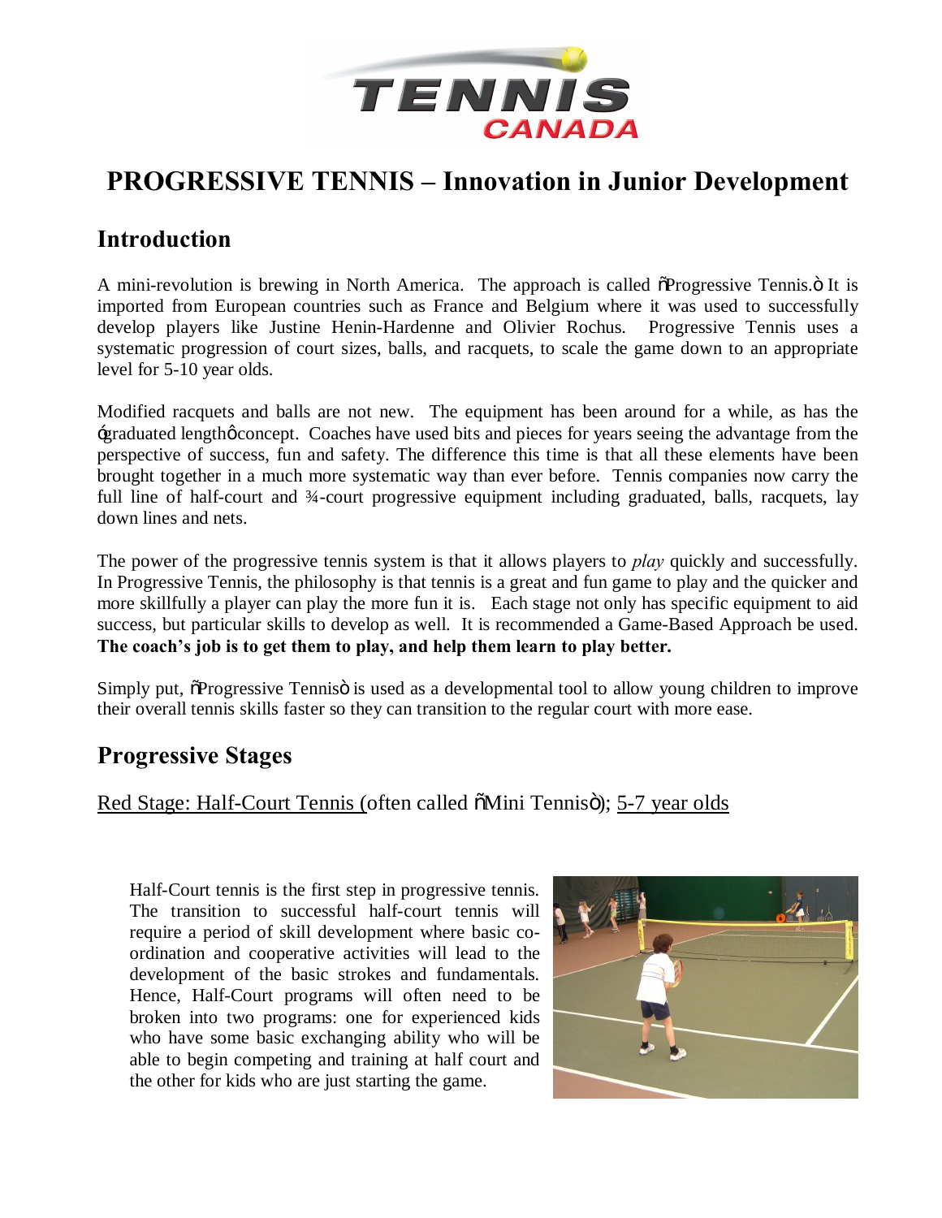# PROGRESSIVE TENNIS – Innovation in Junior Development

## Introduction

A mini-revolution is brewing in North America. The approach is called "Progressive Tennis." It is imported from European countries such as France and Belgium where it was used to successfully develop players like Justine Henin-Hardenne and Olivier Rochus. Progressive Tennis uses a systematic progression of court sizes, balls, and racquets, to scale the game down to an appropriate level for 5-10 year olds.

Modified racquets and balls are not new. The equipment has been around for a while, as has the 'graduated length' concept. Coaches have used bits and pieces for years seeing the advantage from the perspective of success, fun and safety. The difference this time is that all these elements have been brought together in a much more systematic way than ever before. Tennis companies now carry the full line of half-court and ¾-court progressive equipment including graduated, balls, racquets, lay down lines and nets.

The power of the progressive tennis system is that it allows players to *play* quickly and successfully. In Progressive Tennis, the philosophy is that tennis is a great and fun game to play and the quicker and more skillfully a player can play the more fun it is. Each stage not only has specific equipment to aid success, but particular skills to develop as well. It is recommended a Game-Based Approach be used. **The coach's job is to get them to play, and help them learn to play better.**

Simply put, "Progressive Tennis" is used as a developmental tool to allow young children to improve their overall tennis skills faster so they can transition to the regular court with more ease.

## Progressive Stages

Red Stage: Half-Court Tennis (often called "Mini Tennis"); 5-7 year olds

Half-Court tennis is the first step in progressive tennis. The transition to successful half-court tennis will require a period of skill development where basic co-ordination and cooperative activities will lead to the development of the basic strokes and fundamentals. Hence, Half-Court programs will often need to be broken into two programs: one for experienced kids who have some basic exchanging ability who will be able to begin competing and training at half court and the other for kids who are just starting the game.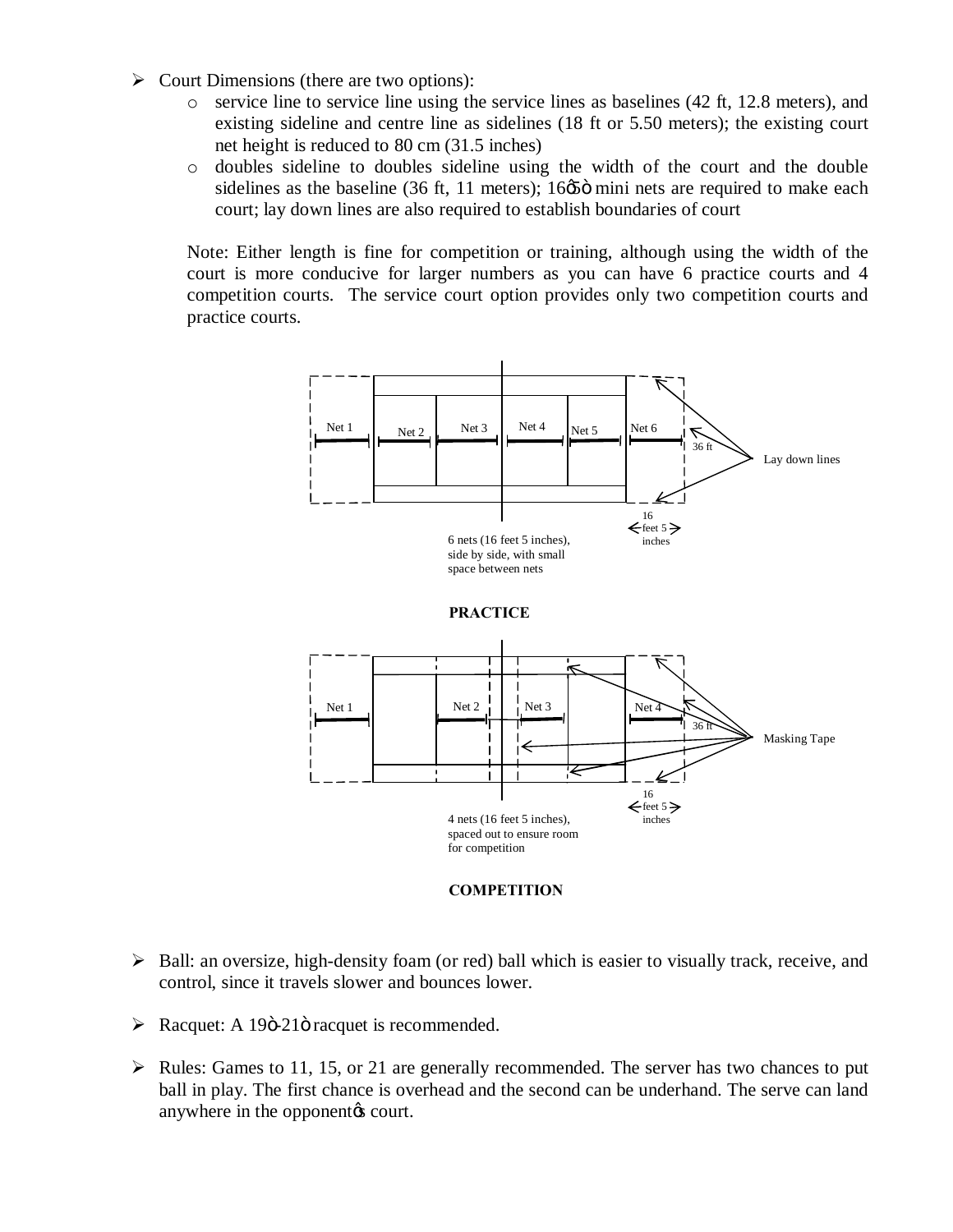- Court Dimensions (there are two options):
  - service line to service line using the service lines as baselines (42 ft, 12.8 meters), and existing sideline and centre line as sidelines (18 ft or 5.50 meters); the existing court net height is reduced to 80 cm (31.5 inches)
  - doubles sideline to doubles sideline using the width of the court and the double sidelines as the baseline (36 ft, 11 meters); 16ô5ò mini nets are required to make each court; lay down lines are also required to establish boundaries of court

  Note: Either length is fine for competition or training, although using the width of the court is more conducive for larger numbers as you can have 6 practice courts and 4 competition courts. The service court option provides only two competition courts and practice courts.

Net 1 Net 2 Net 3 Net 4 Net 5 Net 6

36 ft

Lay down lines

16 feet 5 inches

6 nets (16 feet 5 inches), side by side, with small space between nets

**PRACTICE**

Net 1 Net 2 Net 3 Net 4

36 ft

Masking Tape

16 feet 5 inches

4 nets (16 feet 5 inches), spaced out to ensure room for competition

**COMPETITION**

- Ball: an oversize, high-density foam (or red) ball which is easier to visually track, receive, and control, since it travels slower and bounces lower.

- Racquet: A 19ò-21ò racquet is recommended.

- Rules: Games to 11, 15, or 21 are generally recommended. The server has two chances to put ball in play. The first chance is overhead and the second can be underhand. The serve can land anywhere in the opponentôs court.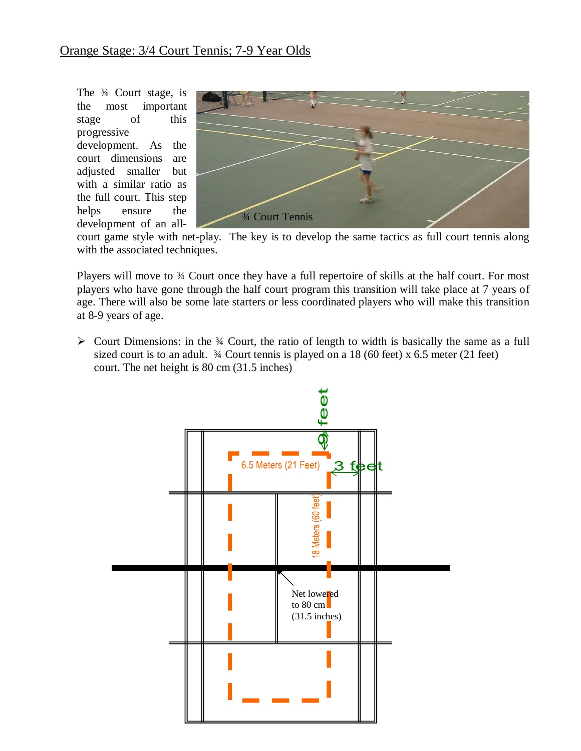# Orange Stage: 3/4 Court Tennis; 7-9 Year Olds

The ¾ Court stage, is the most important stage of this progressive development. As the court dimensions are adjusted smaller but with a similar ratio as the full court. This step helps ensure the development of an all-court game style with net-play. The key is to develop the same tactics as full court tennis along with the associated techniques.

¾ Court Tennis

Players will move to ¾ Court once they have a full repertoire of skills at the half court. For most players who have gone through the half court program this transition will take place at 7 years of age. There will also be some late starters or less coordinated players who will make this transition at 8-9 years of age.

- Court Dimensions: in the ¾ Court, the ratio of length to width is basically the same as a full sized court is to an adult. ¾ Court tennis is played on a 18 (60 feet) x 6.5 meter (21 feet) court. The net height is 80 cm (31.5 inches)

9 feet

6.5 Meters (21 Feet)

3 feet

18 Meters (60 feet)

Net lowered to 80 cm (31.5 inches)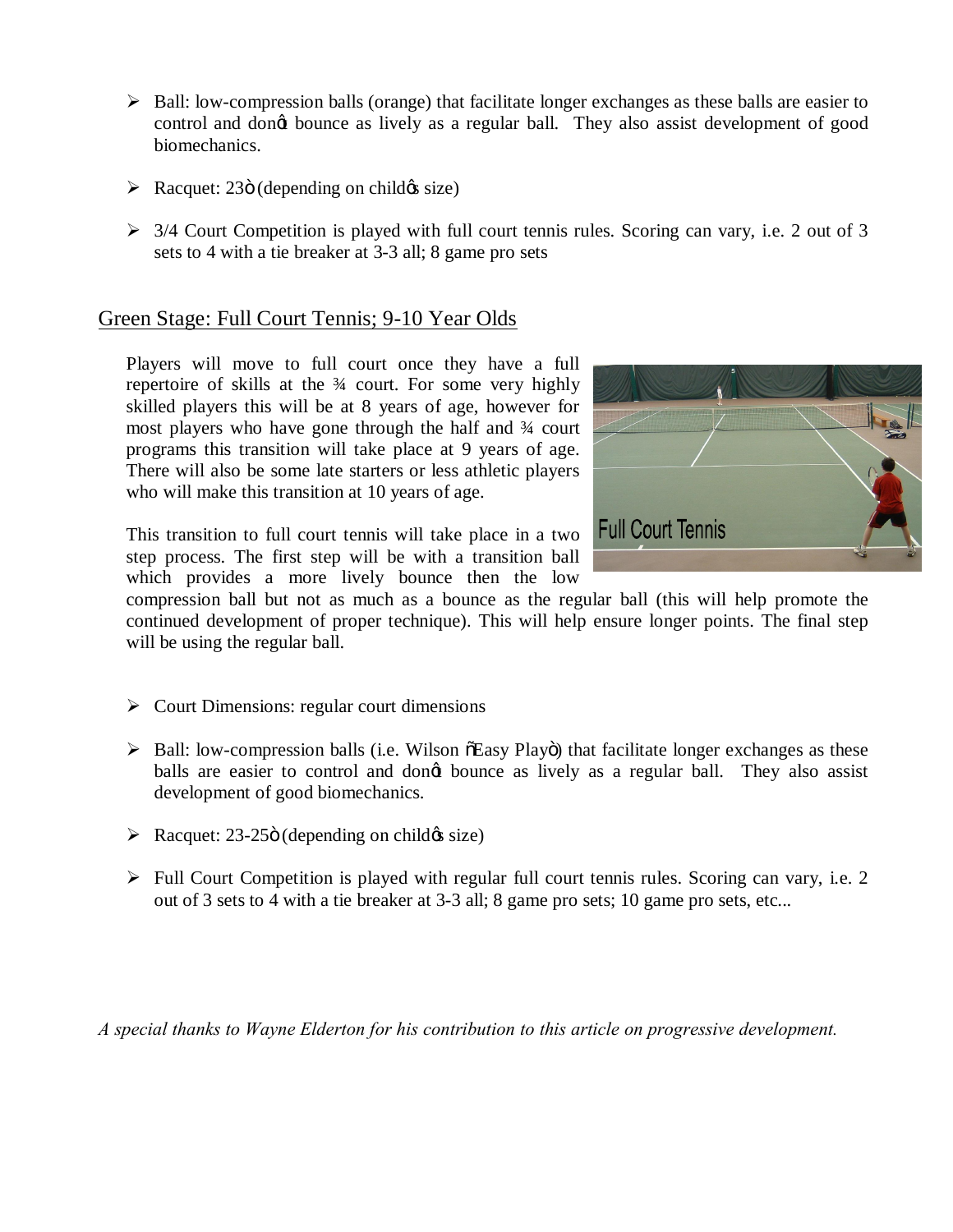- Ball: low-compression balls (orange) that facilitate longer exchanges as these balls are easier to control and donꞌt bounce as lively as a regular ball. They also assist development of good biomechanics.

- Racquet: 23ö (depending on childꞌs size)

- 3/4 Court Competition is played with full court tennis rules. Scoring can vary, i.e. 2 out of 3 sets to 4 with a tie breaker at 3-3 all; 8 game pro sets

## Green Stage: Full Court Tennis; 9-10 Year Olds

Players will move to full court once they have a full repertoire of skills at the ¾ court. For some very highly skilled players this will be at 8 years of age, however for most players who have gone through the half and ¾ court programs this transition will take place at 9 years of age. There will also be some late starters or less athletic players who will make this transition at 10 years of age.

Full Court Tennis

This transition to full court tennis will take place in a two step process. The first step will be with a transition ball which provides a more lively bounce then the low compression ball but not as much as a bounce as the regular ball (this will help promote the continued development of proper technique). This will help ensure longer points. The final step will be using the regular ball.

- Court Dimensions: regular court dimensions

- Ball: low-compression balls (i.e. Wilson õEasy Playö) that facilitate longer exchanges as these balls are easier to control and donꞌt bounce as lively as a regular ball. They also assist development of good biomechanics.

- Racquet: 23-25ö (depending on childꞌs size)

- Full Court Competition is played with regular full court tennis rules. Scoring can vary, i.e. 2 out of 3 sets to 4 with a tie breaker at 3-3 all; 8 game pro sets; 10 game pro sets, etc...

*A special thanks to Wayne Elderton for his contribution to this article on progressive development.*